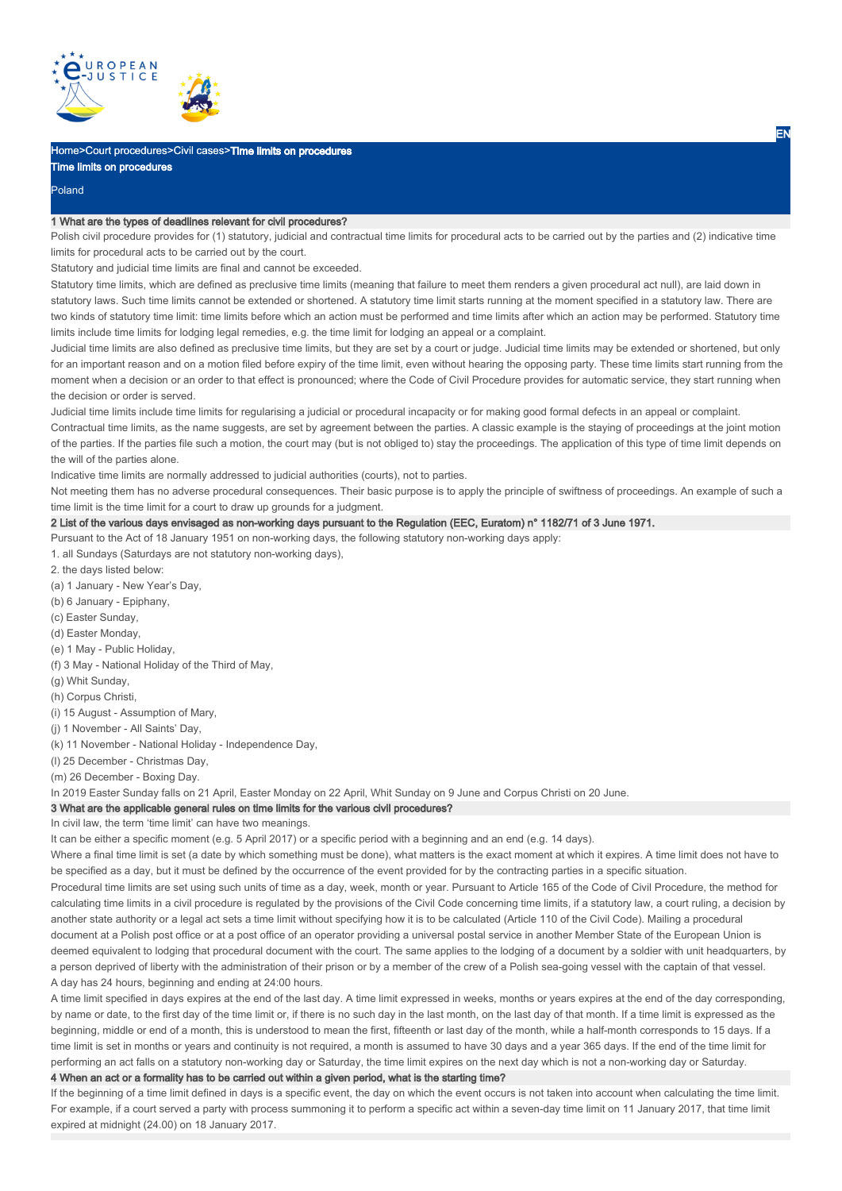Home>Court procedures>Civil cases>Time limits on procedures

# Time limits on procedures

Poland

## 1 What are the types of deadlines relevant for civil procedures?

Polish civil procedure provides for (1) statutory, judicial and contractual time limits for procedural acts to be carried out by the parties and (2) indicative time limits for procedural acts to be carried out by the court.

Statutory and judicial time limits are final and cannot be exceeded.

Statutory time limits, which are defined as preclusive time limits (meaning that failure to meet them renders a given procedural act null), are laid down in statutory laws. Such time limits cannot be extended or shortened. A statutory time limit starts running at the moment specified in a statutory law. There are two kinds of statutory time limit: time limits before which an action must be performed and time limits after which an action may be performed. Statutory time limits include time limits for lodging legal remedies, e.g. the time limit for lodging an appeal or a complaint.

Judicial time limits are also defined as preclusive time limits, but they are set by a court or judge. Judicial time limits may be extended or shortened, but only for an important reason and on a motion filed before expiry of the time limit, even without hearing the opposing party. These time limits start running from the moment when a decision or an order to that effect is pronounced; where the Code of Civil Procedure provides for automatic service, they start running when the decision or order is served.

Judicial time limits include time limits for regularising a judicial or procedural incapacity or for making good formal defects in an appeal or complaint.

Contractual time limits, as the name suggests, are set by agreement between the parties. A classic example is the staying of proceedings at the joint motion of the parties. If the parties file such a motion, the court may (but is not obliged to) stay the proceedings. The application of this type of time limit depends on the will of the parties alone.

Indicative time limits are normally addressed to judicial authorities (courts), not to parties.

Not meeting them has no adverse procedural consequences. Their basic purpose is to apply the principle of swiftness of proceedings. An example of such a time limit is the time limit for a court to draw up grounds for a judgment.

## 2 List of the various days envisaged as non-working days pursuant to the Regulation (EEC, Euratom) n° 1182/71 of 3 June 1971.

Pursuant to the Act of 18 January 1951 on non-working days, the following statutory non-working days apply:

1. all Sundays (Saturdays are not statutory non-working days),
2. the days listed below:

(a) 1 January - New Year's Day,
(b) 6 January - Epiphany,
(c) Easter Sunday,
(d) Easter Monday,
(e) 1 May - Public Holiday,
(f) 3 May - National Holiday of the Third of May,
(g) Whit Sunday,
(h) Corpus Christi,
(i) 15 August - Assumption of Mary,
(j) 1 November - All Saints' Day,
(k) 11 November - National Holiday - Independence Day,
(l) 25 December - Christmas Day,
(m) 26 December - Boxing Day.

In 2019 Easter Sunday falls on 21 April, Easter Monday on 22 April, Whit Sunday on 9 June and Corpus Christi on 20 June.

## 3 What are the applicable general rules on time limits for the various civil procedures?

In civil law, the term 'time limit' can have two meanings.

It can be either a specific moment (e.g. 5 April 2017) or a specific period with a beginning and an end (e.g. 14 days).

Where a final time limit is set (a date by which something must be done), what matters is the exact moment at which it expires. A time limit does not have to be specified as a day, but it must be defined by the occurrence of the event provided for by the contracting parties in a specific situation.

Procedural time limits are set using such units of time as a day, week, month or year. Pursuant to Article 165 of the Code of Civil Procedure, the method for calculating time limits in a civil procedure is regulated by the provisions of the Civil Code concerning time limits, if a statutory law, a court ruling, a decision by another state authority or a legal act sets a time limit without specifying how it is to be calculated (Article 110 of the Civil Code). Mailing a procedural document at a Polish post office or at a post office of an operator providing a universal postal service in another Member State of the European Union is deemed equivalent to lodging that procedural document with the court. The same applies to the lodging of a document by a soldier with unit headquarters, by a person deprived of liberty with the administration of their prison or by a member of the crew of a Polish sea-going vessel with the captain of that vessel.

A day has 24 hours, beginning and ending at 24:00 hours.

A time limit specified in days expires at the end of the last day. A time limit expressed in weeks, months or years expires at the end of the day corresponding, by name or date, to the first day of the time limit or, if there is no such day in the last month, on the last day of that month. If a time limit is expressed as the beginning, middle or end of a month, this is understood to mean the first, fifteenth or last day of the month, while a half-month corresponds to 15 days. If a time limit is set in months or years and continuity is not required, a month is assumed to have 30 days and a year 365 days. If the end of the time limit for performing an act falls on a statutory non-working day or Saturday, the time limit expires on the next day which is not a non-working day or Saturday.

## 4 When an act or a formality has to be carried out within a given period, what is the starting time?

If the beginning of a time limit defined in days is a specific event, the day on which the event occurs is not taken into account when calculating the time limit. For example, if a court served a party with process summoning it to perform a specific act within a seven-day time limit on 11 January 2017, that time limit expired at midnight (24.00) on 18 January 2017.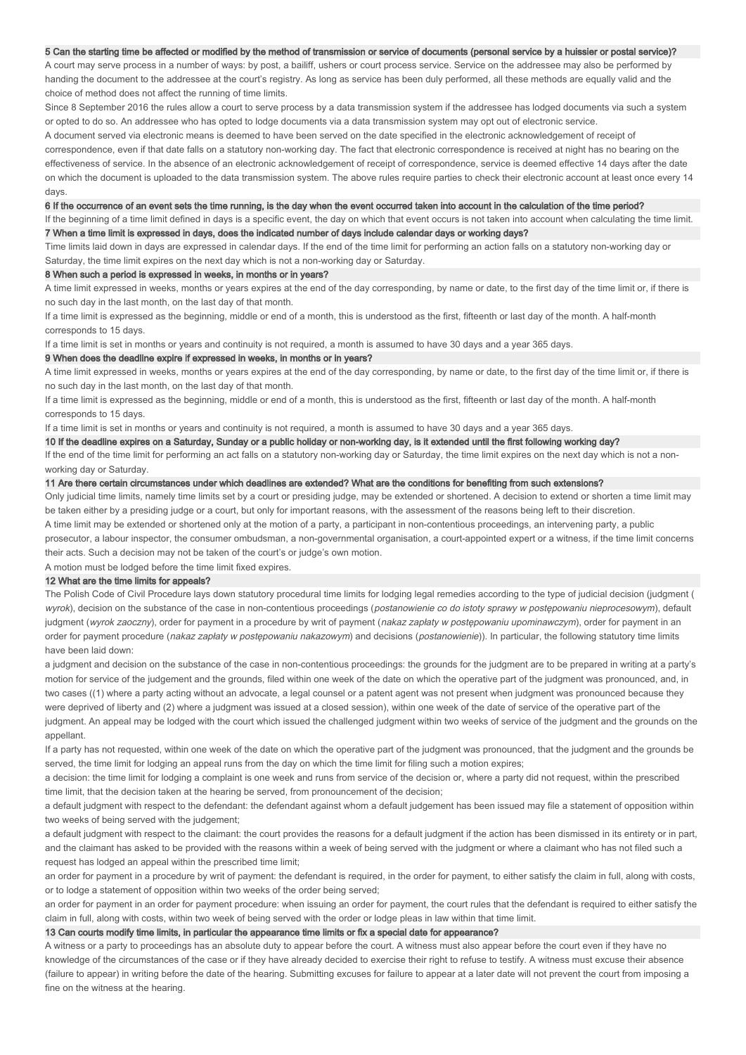### 5 Can the starting time be affected or modified by the method of transmission or service of documents (personal service by a huissier or postal service)?

A court may serve process in a number of ways: by post, a bailiff, ushers or court process service. Service on the addressee may also be performed by handing the document to the addressee at the court's registry. As long as service has been duly performed, all these methods are equally valid and the choice of method does not affect the running of time limits.

Since 8 September 2016 the rules allow a court to serve process by a data transmission system if the addressee has lodged documents via such a system or opted to do so. An addressee who has opted to lodge documents via a data transmission system may opt out of electronic service.

A document served via electronic means is deemed to have been served on the date specified in the electronic acknowledgement of receipt of correspondence, even if that date falls on a statutory non-working day. The fact that electronic correspondence is received at night has no bearing on the effectiveness of service. In the absence of an electronic acknowledgement of receipt of correspondence, service is deemed effective 14 days after the date on which the document is uploaded to the data transmission system. The above rules require parties to check their electronic account at least once every 14 days.

### 6 If the occurrence of an event sets the time running, is the day when the event occurred taken into account in the calculation of the time period?

If the beginning of a time limit defined in days is a specific event, the day on which that event occurs is not taken into account when calculating the time limit.

### 7 When a time limit is expressed in days, does the indicated number of days include calendar days or working days?

Time limits laid down in days are expressed in calendar days. If the end of the time limit for performing an action falls on a statutory non-working day or Saturday, the time limit expires on the next day which is not a non-working day or Saturday.

### 8 When such a period is expressed in weeks, in months or in years?

A time limit expressed in weeks, months or years expires at the end of the day corresponding, by name or date, to the first day of the time limit or, if there is no such day in the last month, on the last day of that month.

If a time limit is expressed as the beginning, middle or end of a month, this is understood as the first, fifteenth or last day of the month. A half-month corresponds to 15 days.

If a time limit is set in months or years and continuity is not required, a month is assumed to have 30 days and a year 365 days.

### 9 When does the deadline expire if expressed in weeks, in months or in years?

A time limit expressed in weeks, months or years expires at the end of the day corresponding, by name or date, to the first day of the time limit or, if there is no such day in the last month, on the last day of that month.

If a time limit is expressed as the beginning, middle or end of a month, this is understood as the first, fifteenth or last day of the month. A half-month corresponds to 15 days.

If a time limit is set in months or years and continuity is not required, a month is assumed to have 30 days and a year 365 days.

### 10 If the deadline expires on a Saturday, Sunday or a public holiday or non-working day, is it extended until the first following working day?

If the end of the time limit for performing an act falls on a statutory non-working day or Saturday, the time limit expires on the next day which is not a non-working day or Saturday.

### 11 Are there certain circumstances under which deadlines are extended? What are the conditions for benefiting from such extensions?

Only judicial time limits, namely time limits set by a court or presiding judge, may be extended or shortened. A decision to extend or shorten a time limit may be taken either by a presiding judge or a court, but only for important reasons, with the assessment of the reasons being left to their discretion.

A time limit may be extended or shortened only at the motion of a party, a participant in non-contentious proceedings, an intervening party, a public prosecutor, a labour inspector, the consumer ombudsman, a non-governmental organisation, a court-appointed expert or a witness, if the time limit concerns their acts. Such a decision may not be taken of the court's or judge's own motion.

A motion must be lodged before the time limit fixed expires.

### 12 What are the time limits for appeals?

The Polish Code of Civil Procedure lays down statutory procedural time limits for lodging legal remedies according to the type of judicial decision (judgment (*wyrok*), decision on the substance of the case in non-contentious proceedings (*postanowienie co do istoty sprawy w postępowaniu nieprocesowym*), default judgment (*wyrok zaoczny*), order for payment in a procedure by writ of payment (*nakaz zapłaty w postępowaniu upominawczym*), order for payment in an order for payment procedure (*nakaz zapłaty w postępowaniu nakazowym*) and decisions (*postanowienie*)). In particular, the following statutory time limits have been laid down:

a judgment and decision on the substance of the case in non-contentious proceedings: the grounds for the judgment are to be prepared in writing at a party's motion for service of the judgement and the grounds, filed within one week of the date on which the operative part of the judgment was pronounced, and, in two cases ((1) where a party acting without an advocate, a legal counsel or a patent agent was not present when judgment was pronounced because they were deprived of liberty and (2) where a judgment was issued at a closed session), within one week of the date of service of the operative part of the judgment. An appeal may be lodged with the court which issued the challenged judgment within two weeks of service of the judgment and the grounds on the appellant.

If a party has not requested, within one week of the date on which the operative part of the judgment was pronounced, that the judgment and the grounds be served, the time limit for lodging an appeal runs from the day on which the time limit for filing such a motion expires;

a decision: the time limit for lodging a complaint is one week and runs from service of the decision or, where a party did not request, within the prescribed time limit, that the decision taken at the hearing be served, from pronouncement of the decision;

a default judgment with respect to the defendant: the defendant against whom a default judgement has been issued may file a statement of opposition within two weeks of being served with the judgement;

a default judgment with respect to the claimant: the court provides the reasons for a default judgment if the action has been dismissed in its entirety or in part, and the claimant has asked to be provided with the reasons within a week of being served with the judgment or where a claimant who has not filed such a request has lodged an appeal within the prescribed time limit;

an order for payment in a procedure by writ of payment: the defendant is required, in the order for payment, to either satisfy the claim in full, along with costs, or to lodge a statement of opposition within two weeks of the order being served;

an order for payment in an order for payment procedure: when issuing an order for payment, the court rules that the defendant is required to either satisfy the claim in full, along with costs, within two week of being served with the order or lodge pleas in law within that time limit.

### 13 Can courts modify time limits, in particular the appearance time limits or fix a special date for appearance?

A witness or a party to proceedings has an absolute duty to appear before the court. A witness must also appear before the court even if they have no knowledge of the circumstances of the case or if they have already decided to exercise their right to refuse to testify. A witness must excuse their absence (failure to appear) in writing before the date of the hearing. Submitting excuses for failure to appear at a later date will not prevent the court from imposing a fine on the witness at the hearing.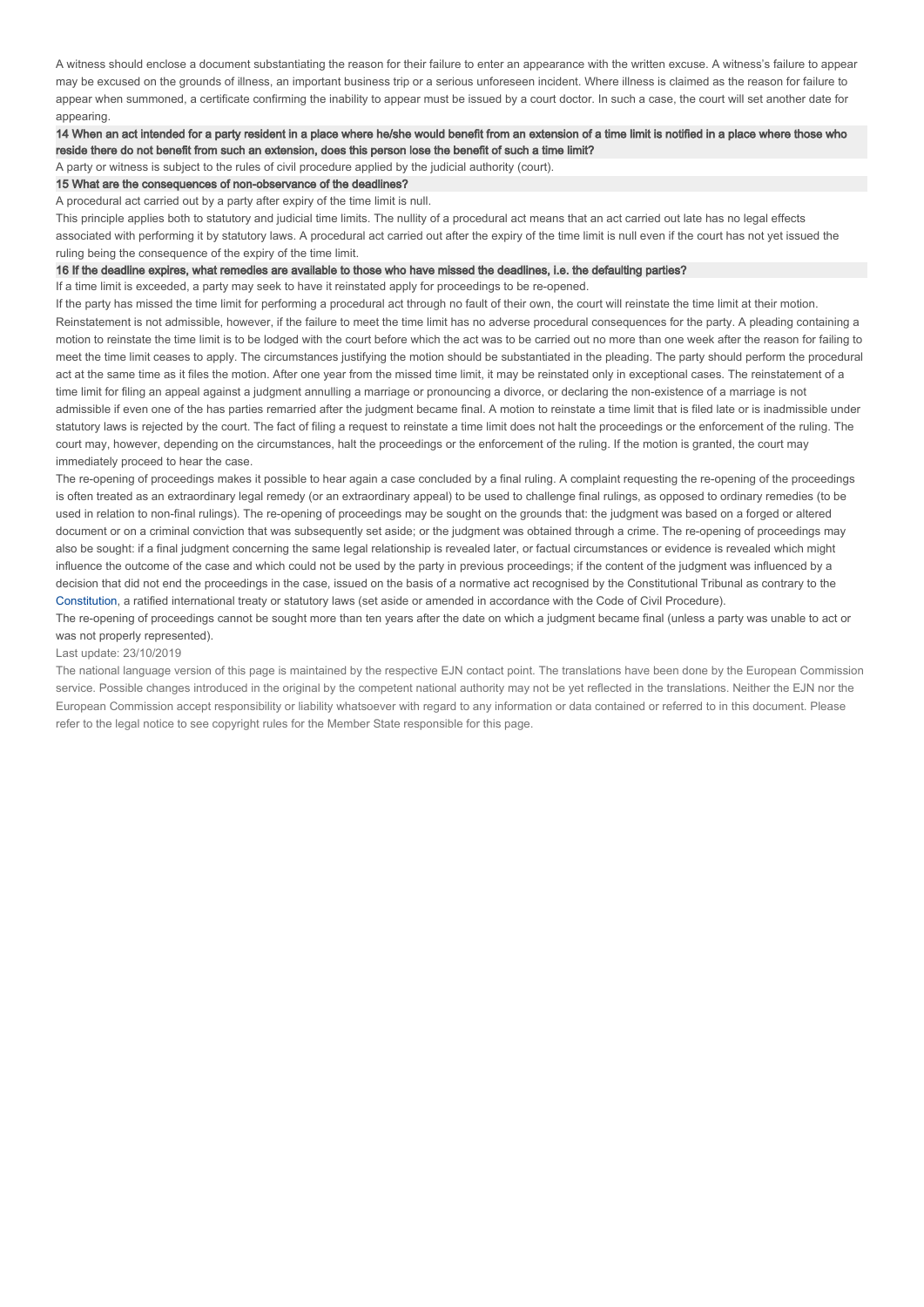A witness should enclose a document substantiating the reason for their failure to enter an appearance with the written excuse. A witness's failure to appear may be excused on the grounds of illness, an important business trip or a serious unforeseen incident. Where illness is claimed as the reason for failure to appear when summoned, a certificate confirming the inability to appear must be issued by a court doctor. In such a case, the court will set another date for appearing.

### 14 When an act intended for a party resident in a place where he/she would benefit from an extension of a time limit is notified in a place where those who reside there do not benefit from such an extension, does this person lose the benefit of such a time limit?

A party or witness is subject to the rules of civil procedure applied by the judicial authority (court).

### 15 What are the consequences of non-observance of the deadlines?

A procedural act carried out by a party after expiry of the time limit is null.

This principle applies both to statutory and judicial time limits. The nullity of a procedural act means that an act carried out late has no legal effects associated with performing it by statutory laws. A procedural act carried out after the expiry of the time limit is null even if the court has not yet issued the ruling being the consequence of the expiry of the time limit.

### 16 If the deadline expires, what remedies are available to those who have missed the deadlines, i.e. the defaulting parties?

If a time limit is exceeded, a party may seek to have it reinstated apply for proceedings to be re-opened.

If the party has missed the time limit for performing a procedural act through no fault of their own, the court will reinstate the time limit at their motion. Reinstatement is not admissible, however, if the failure to meet the time limit has no adverse procedural consequences for the party. A pleading containing a motion to reinstate the time limit is to be lodged with the court before which the act was to be carried out no more than one week after the reason for failing to meet the time limit ceases to apply. The circumstances justifying the motion should be substantiated in the pleading. The party should perform the procedural act at the same time as it files the motion. After one year from the missed time limit, it may be reinstated only in exceptional cases. The reinstatement of a time limit for filing an appeal against a judgment annulling a marriage or pronouncing a divorce, or declaring the non-existence of a marriage is not admissible if even one of the has parties remarried after the judgment became final. A motion to reinstate a time limit that is filed late or is inadmissible under statutory laws is rejected by the court. The fact of filing a request to reinstate a time limit does not halt the proceedings or the enforcement of the ruling. The court may, however, depending on the circumstances, halt the proceedings or the enforcement of the ruling. If the motion is granted, the court may immediately proceed to hear the case.

The re-opening of proceedings makes it possible to hear again a case concluded by a final ruling. A complaint requesting the re-opening of the proceedings is often treated as an extraordinary legal remedy (or an extraordinary appeal) to be used to challenge final rulings, as opposed to ordinary remedies (to be used in relation to non-final rulings). The re-opening of proceedings may be sought on the grounds that: the judgment was based on a forged or altered document or on a criminal conviction that was subsequently set aside; or the judgment was obtained through a crime. The re-opening of proceedings may also be sought: if a final judgment concerning the same legal relationship is revealed later, or factual circumstances or evidence is revealed which might influence the outcome of the case and which could not be used by the party in previous proceedings; if the content of the judgment was influenced by a decision that did not end the proceedings in the case, issued on the basis of a normative act recognised by the Constitutional Tribunal as contrary to the Constitution, a ratified international treaty or statutory laws (set aside or amended in accordance with the Code of Civil Procedure).

The re-opening of proceedings cannot be sought more than ten years after the date on which a judgment became final (unless a party was unable to act or was not properly represented).

Last update: 23/10/2019

The national language version of this page is maintained by the respective EJN contact point. The translations have been done by the European Commission service. Possible changes introduced in the original by the competent national authority may not be yet reflected in the translations. Neither the EJN nor the European Commission accept responsibility or liability whatsoever with regard to any information or data contained or referred to in this document. Please refer to the legal notice to see copyright rules for the Member State responsible for this page.